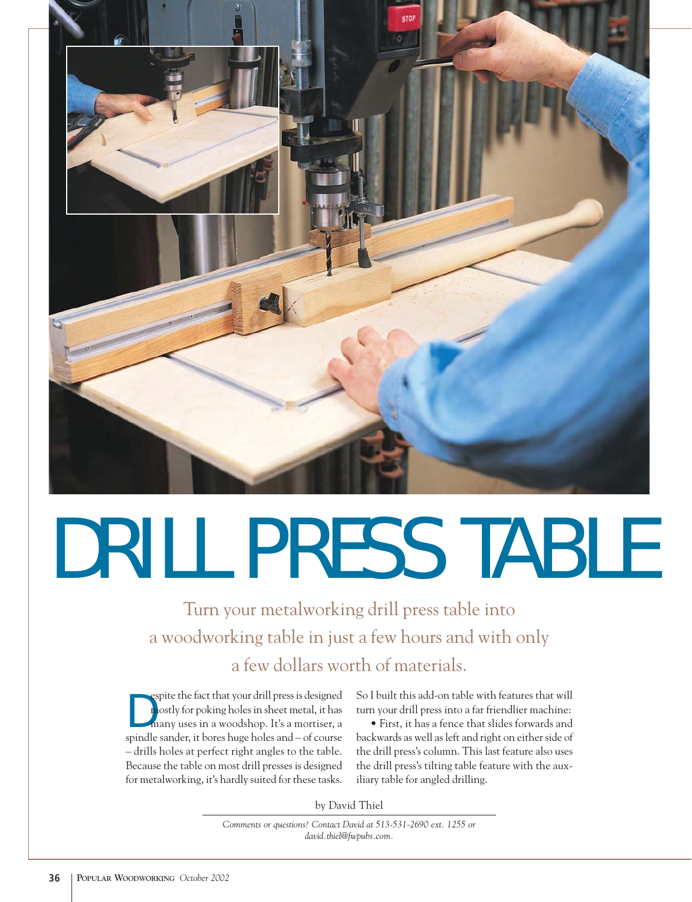# DRILL PRESS TABLE

Turn your metalworking drill press table into a woodworking table in just a few hours and with only a few dollars worth of materials.

Despite the fact that your drill press is designed mostly for poking holes in sheet metal, it has many uses in a woodshop. It's a mortiser, a spindle sander, it bores huge holes and – of course – drills holes at perfect right angles to the table. Because the table on most drill presses is designed for metalworking, it's hardly suited for these tasks.

So I built this add-on table with features that will turn your drill press into a far friendlier machine:

• First, it has a fence that slides forwards and backwards as well as left and right on either side of the drill press's column. This last feature also uses the drill press's tilting table feature with the auxiliary table for angled drilling.

by David Thiel

*Comments or questions? Contact David at 513-531-2690 ext. 1255 or david.thiel@fwpubs.com.*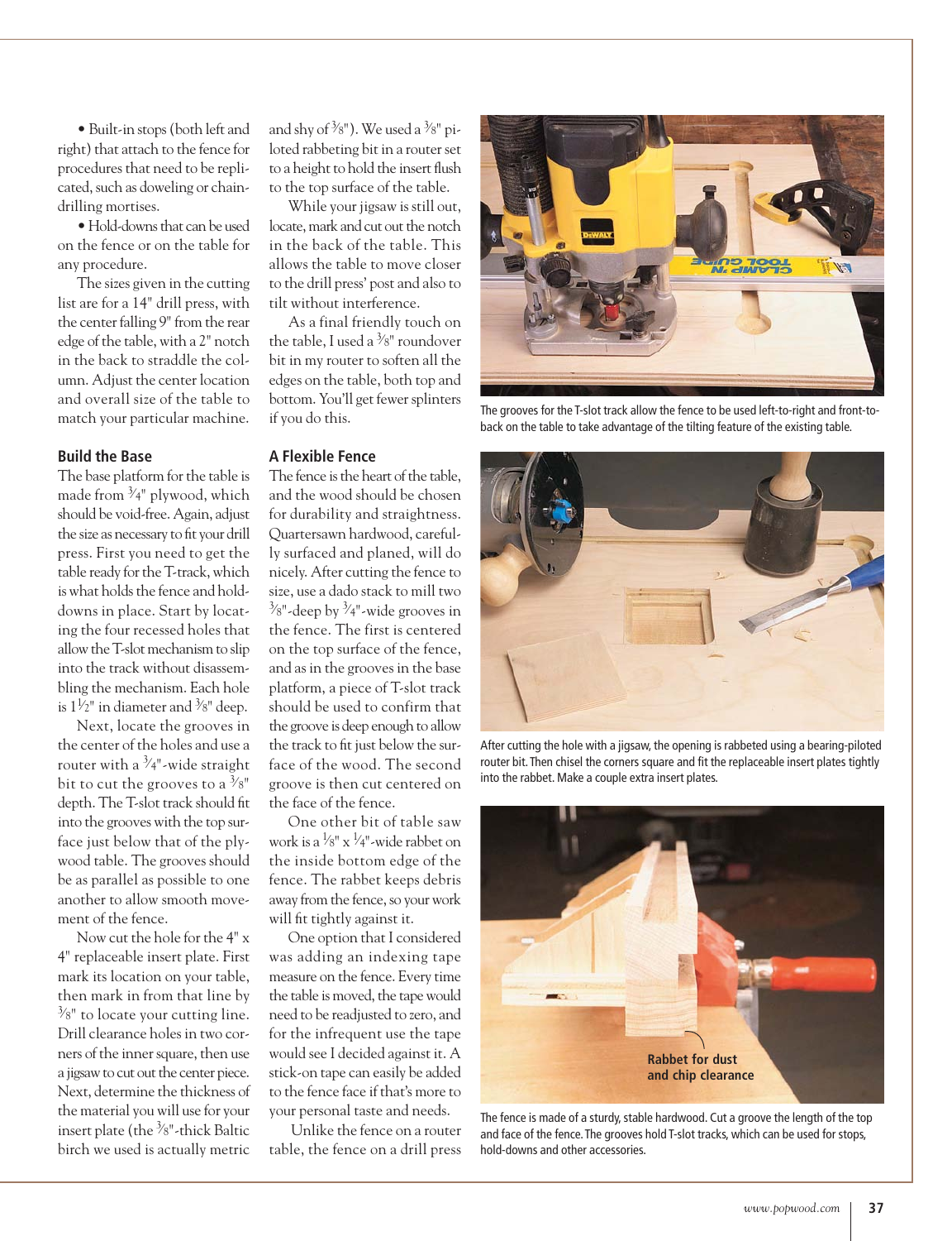• Built-in stops (both left and right) that attach to the fence for procedures that need to be replicated, such as doweling or chain-drilling mortises.

• Hold-downs that can be used on the fence or on the table for any procedure.

The sizes given in the cutting list are for a 14" drill press, with the center falling 9" from the rear edge of the table, with a 2" notch in the back to straddle the column. Adjust the center location and overall size of the table to match your particular machine.

## Build the Base

The base platform for the table is made from ¾" plywood, which should be void-free. Again, adjust the size as necessary to fit your drill press. First you need to get the table ready for the T-track, which is what holds the fence and hold-downs in place. Start by locating the four recessed holes that allow the T-slot mechanism to slip into the track without disassembling the mechanism. Each hole is 1½" in diameter and ⅜" deep.

Next, locate the grooves in the center of the holes and use a router with a ¾"-wide straight bit to cut the grooves to a ⅜" depth. The T-slot track should fit into the grooves with the top surface just below that of the plywood table. The grooves should be as parallel as possible to one another to allow smooth movement of the fence.

Now cut the hole for the 4" x 4" replaceable insert plate. First mark its location on your table, then mark in from that line by ⅜" to locate your cutting line. Drill clearance holes in two corners of the inner square, then use a jigsaw to cut out the center piece. Next, determine the thickness of the material you will use for your insert plate (the ⅜"-thick Baltic birch we used is actually metric and shy of ⅜"). We used a ⅜" piloted rabbeting bit in a router set to a height to hold the insert flush to the top surface of the table.

While your jigsaw is still out, locate, mark and cut out the notch in the back of the table. This allows the table to move closer to the drill press' post and also to tilt without interference.

As a final friendly touch on the table, I used a ⅜" roundover bit in my router to soften all the edges on the table, both top and bottom. You'll get fewer splinters if you do this.

## A Flexible Fence

The fence is the heart of the table, and the wood should be chosen for durability and straightness. Quartersawn hardwood, carefully surfaced and planed, will do nicely. After cutting the fence to size, use a dado stack to mill two ⅜"-deep by ¾"-wide grooves in the fence. The first is centered on the top surface of the fence, and as in the grooves in the base platform, a piece of T-slot track should be used to confirm that the groove is deep enough to allow the track to fit just below the surface of the wood. The second groove is then cut centered on the face of the fence.

One other bit of table saw work is a ⅛" x ¼"-wide rabbet on the inside bottom edge of the fence. The rabbet keeps debris away from the fence, so your work will fit tightly against it.

One option that I considered was adding an indexing tape measure on the fence. Every time the table is moved, the tape would need to be readjusted to zero, and for the infrequent use the tape would see I decided against it. A stick-on tape can easily be added to the fence face if that's more to your personal taste and needs.

Unlike the fence on a router table, the fence on a drill press

The grooves for the T-slot track allow the fence to be used left-to-right and front-to-back on the table to take advantage of the tilting feature of the existing table.

After cutting the hole with a jigsaw, the opening is rabbeted using a bearing-piloted router bit. Then chisel the corners square and fit the replaceable insert plates tightly into the rabbet. Make a couple extra insert plates.

Rabbet for dust and chip clearance

The fence is made of a sturdy, stable hardwood. Cut a groove the length of the top and face of the fence. The grooves hold T-slot tracks, which can be used for stops, hold-downs and other accessories.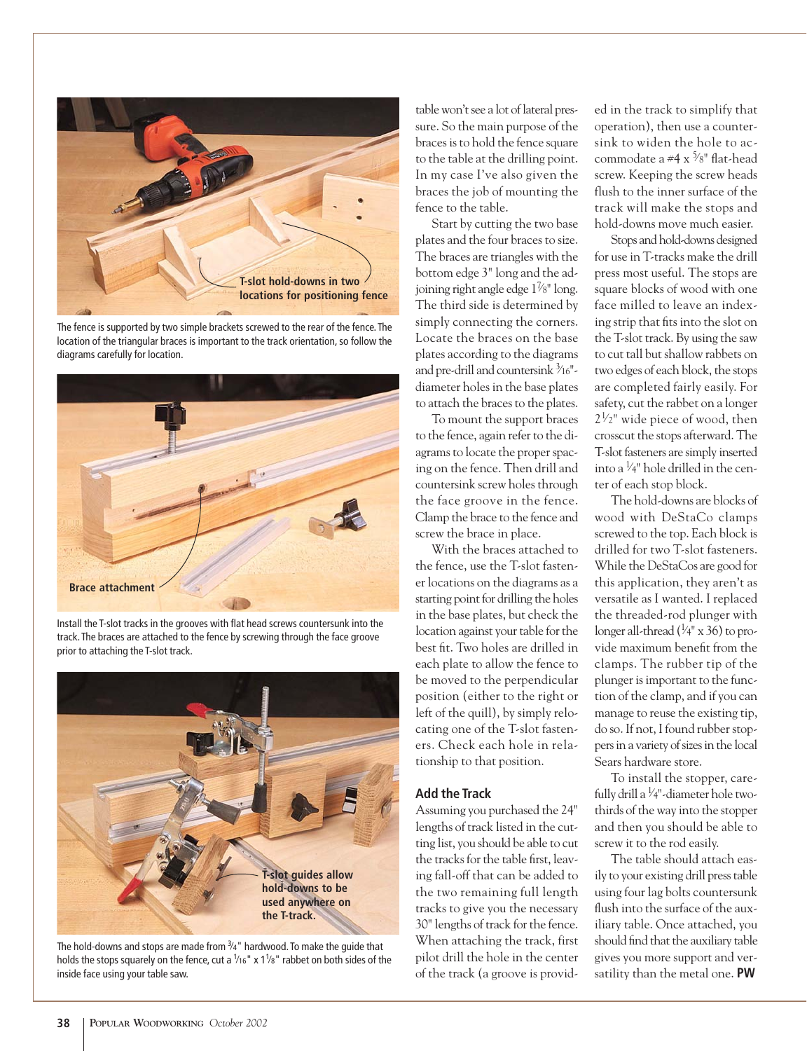T-slot hold-downs in two locations for positioning fence

The fence is supported by two simple brackets screwed to the rear of the fence. The location of the triangular braces is important to the track orientation, so follow the diagrams carefully for location.

Brace attachment

Install the T-slot tracks in the grooves with flat head screws countersunk into the track. The braces are attached to the fence by screwing through the face groove prior to attaching the T-slot track.

T-slot guides allow hold-downs to be used anywhere on the T-track.

The hold-downs and stops are made from 3⁄4" hardwood. To make the guide that holds the stops squarely on the fence, cut a 1⁄16" x 1 1⁄8" rabbet on both sides of the inside face using your table saw.

table won't see a lot of lateral pressure. So the main purpose of the braces is to hold the fence square to the table at the drilling point. In my case I've also given the braces the job of mounting the fence to the table.

Start by cutting the two base plates and the four braces to size. The braces are triangles with the bottom edge 3" long and the adjoining right angle edge 1 7⁄8" long. The third side is determined by simply connecting the corners. Locate the braces on the base plates according to the diagrams and pre-drill and countersink 3⁄16"-diameter holes in the base plates to attach the braces to the plates.

To mount the support braces to the fence, again refer to the diagrams to locate the proper spacing on the fence. Then drill and countersink screw holes through the face groove in the fence. Clamp the brace to the fence and screw the brace in place.

With the braces attached to the fence, use the T-slot fastener locations on the diagrams as a starting point for drilling the holes in the base plates, but check the location against your table for the best fit. Two holes are drilled in each plate to allow the fence to be moved to the perpendicular position (either to the right or left of the quill), by simply relocating one of the T-slot fasteners. Check each hole in relationship to that position.

## Add the Track

Assuming you purchased the 24" lengths of track listed in the cutting list, you should be able to cut the tracks for the table first, leaving fall-off that can be added to the two remaining full length tracks to give you the necessary 30" lengths of track for the fence. When attaching the track, first pilot drill the hole in the center of the track (a groove is provided in the track to simplify that operation), then use a countersink to widen the hole to accommodate a #4 x 5⁄8" flat-head screw. Keeping the screw heads flush to the inner surface of the track will make the stops and hold-downs move much easier.

Stops and hold-downs designed for use in T-tracks make the drill press most useful. The stops are square blocks of wood with one face milled to leave an indexing strip that fits into the slot on the T-slot track. By using the saw to cut tall but shallow rabbets on two edges of each block, the stops are completed fairly easily. For safety, cut the rabbet on a longer 2 1⁄2" wide piece of wood, then crosscut the stops afterward. The T-slot fasteners are simply inserted into a 1⁄4" hole drilled in the center of each stop block.

The hold-downs are blocks of wood with DeStaCo clamps screwed to the top. Each block is drilled for two T-slot fasteners. While the DeStaCos are good for this application, they aren't as versatile as I wanted. I replaced the threaded-rod plunger with longer all-thread (1⁄4" x 36) to provide maximum benefit from the clamps. The rubber tip of the plunger is important to the function of the clamp, and if you can manage to reuse the existing tip, do so. If not, I found rubber stoppers in a variety of sizes in the local Sears hardware store.

To install the stopper, carefully drill a 1⁄4"-diameter hole two-thirds of the way into the stopper and then you should be able to screw it to the rod easily.

The table should attach easily to your existing drill press table using four lag bolts countersunk flush into the surface of the auxiliary table. Once attached, you should find that the auxiliary table gives you more support and versatility than the metal one. **PW**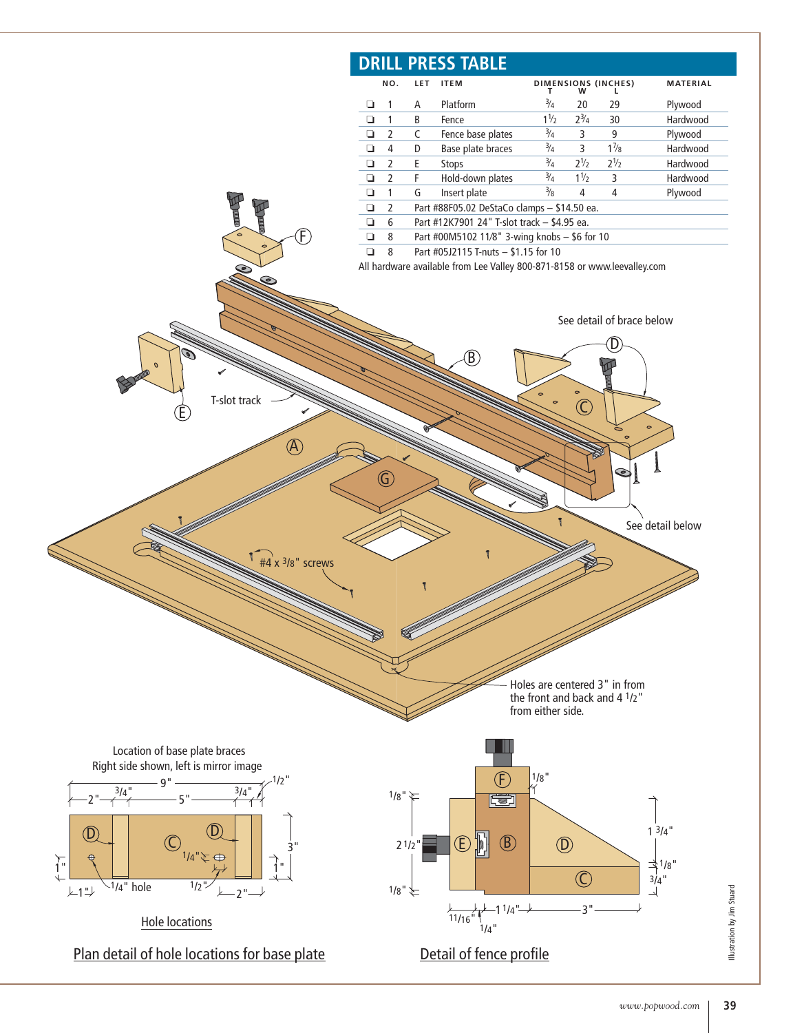## DRILL PRESS TABLE

| | NO. | LET | ITEM | DIMENSIONS (INCHES) T | W | L | MATERIAL |
|---|---|---|---|---|---|---|---|
| ❑ | 1 | A | Platform | 3/4 | 20 | 29 | Plywood |
| ❑ | 1 | B | Fence | 1 1/2 | 2 3/4 | 30 | Hardwood |
| ❑ | 2 | C | Fence base plates | 3/4 | 3 | 9 | Plywood |
| ❑ | 4 | D | Base plate braces | 3/4 | 3 | 1 7/8 | Hardwood |
| ❑ | 2 | E | Stops | 3/4 | 2 1/2 | 2 1/2 | Hardwood |
| ❑ | 2 | F | Hold-down plates | 3/4 | 1 1/2 | 3 | Hardwood |
| ❑ | 1 | G | Insert plate | 3/8 | 4 | 4 | Plywood |
| ❑ | 2 | | Part #88F05.02 DeStaCo clamps – $14.50 ea. | | | | |
| ❑ | 6 | | Part #12K7901 24" T-slot track – $4.95 ea. | | | | |
| ❑ | 8 | | Part #00M5102 11/8" 3-wing knobs – $6 for 10 | | | | |
| ❑ | 8 | | Part #05J2115 T-nuts – $1.15 for 10 | | | | |

All hardware available from Lee Valley 800-871-8158 or www.leevalley.com

See detail of brace below

T-slot track

#4 x 3/8" screws

See detail below

Holes are centered 3" in from the front and back and 4 1/2" from either side.

Location of base plate braces
Right side shown, left is mirror image

9"
2"
3/4"
5"
3/4"
1/2"
3"
1"
1"
1/4" hole
1/4"
1/2"
1"
2"

Hole locations

Plan detail of hole locations for base plate

1/8"
1/8"
2 1/2"
1/8"
1 3/4"
1/8"
3/4"
11/16"
1 1/4"
1/4"
3"

Detail of fence profile

Illustration by Jim Stuard